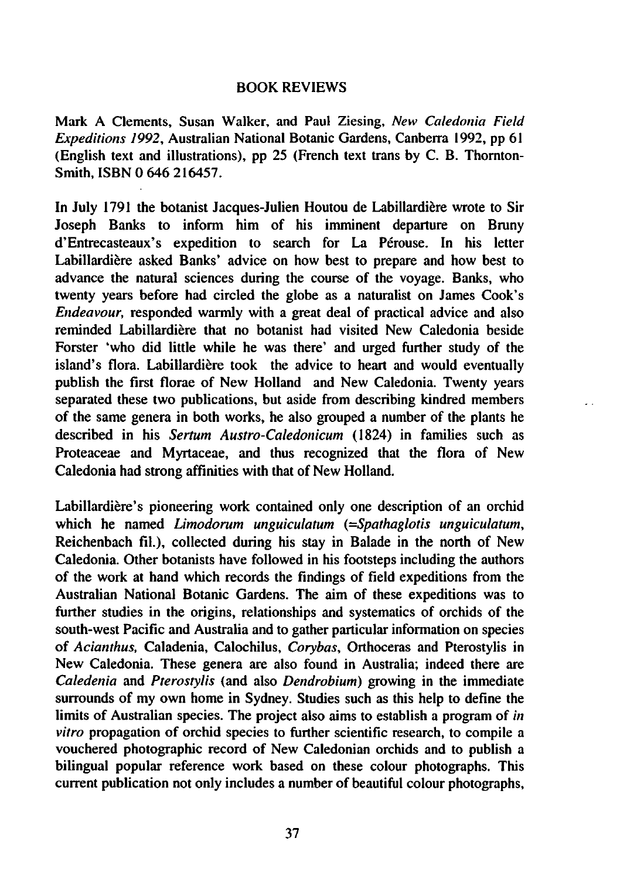## BOOK REVIEWS

Mark A Clements, Susan Walker, and Paul Ziesing, *New Caledonia Field Expeditions 1992*, Australian National Botanic Gardens, Canberra 1992, pp 61 (English text and illustrations), pp 25 (French text trans by C. B. Thornton-Smith, ISBN 0 646 216457.

In July 1791 the botanist Jacques-Julien Houtou de Labillardière wrote to Sir Joseph Banks to inform him of his imminent departure on Bruny d'Entrecasteaux's expedition to search for La Pérouse. In his letter Labillardière asked Banks' advice on how best to prepare and how best to advance the natural sciences during the course of the voyage. Banks, who twenty years before had circled the globe as a naturalist on James Cook's *Endeavour*, responded warmly with a great deal of practical advice and also reminded Labillardière that no botanist had visited New Caledonia beside Forster 'who did little while he was there' and urged further study of the island's flora. Labillardière took the advice to heart and would eventually publish the first florae of New Holland and New Caledonia. Twenty years separated these two publications, but aside from describing kindred members of the same genera in both works, he also grouped a number of the plants he described in his *Sertum Austro-Caledonicum* (1824) in families such as Proteaceae and Myrtaceae, and thus recognized that the flora of New Caledonia had strong affinities with that of New Holland.

Labillardière's pioneering work contained only one description of an orchid which he named *Limodorum unguiculatum (=Spathaglotis unguiculatum,* Reichenbach fil.), collected during his stay in Balade in the north of New Caledonia. Other botanists have followed in his footsteps including the authors of the work at hand which records the findings of field expeditions from the Australian National Botanic Gardens. The aim of these expeditions was to further studies in the origins, relationships and systematics of orchids of the south-west Pacific and Australia and to gather particular information on species of *Acianthus,* Caladenia, Calochilus, *Corybas,* Orthoceras and Pterostylis in New Caledonia. These genera are also found in Australia; indeed there are *Caledenia* and *Pterostylis* (and also *Dendrobium*) growing in the immediate surrounds of my own home in Sydney. Studies such as this help to define the limits of Australian species. The project also aims to establish a program of *in vitro* propagation of orchid species to further scientific research, to compile a vouchered photographic record of New Caledonian orchids and to publish a bilingual popular reference work based on these colour photographs. This current publication not only includes a number of beautiful colour photographs,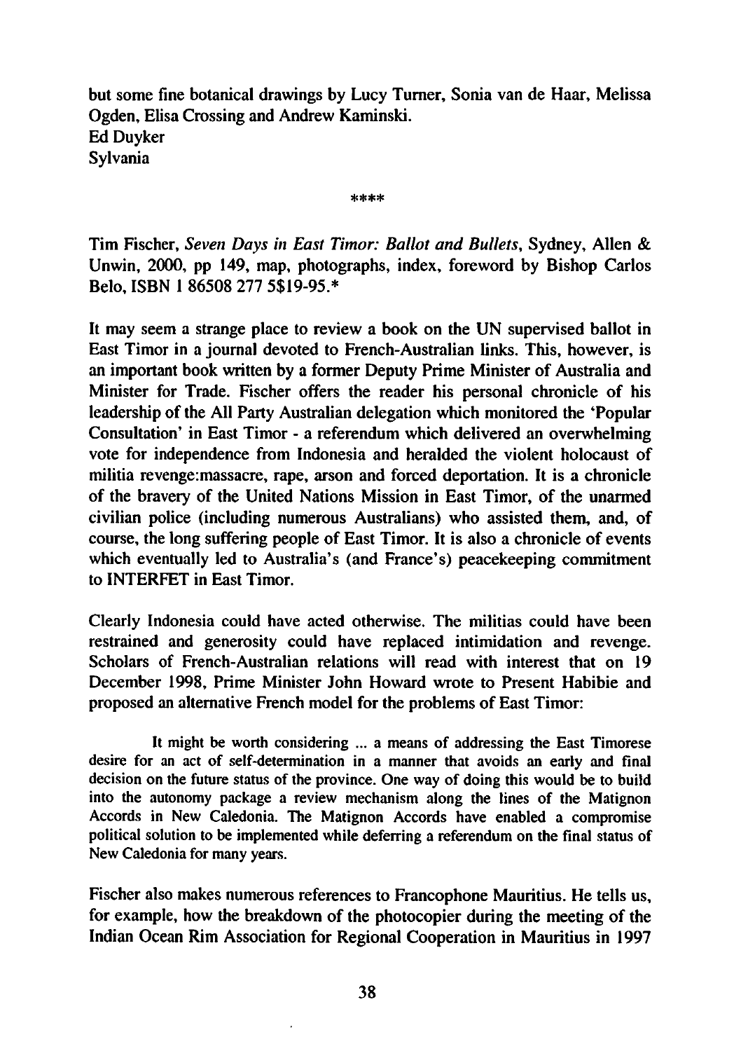but some fine botanical drawings by Lucy Turner, Sonia van de Haar, Melissa Ogden, Elisa Crossing and Andrew Kaminski.
Ed Duyker
Sylvania

****

Tim Fischer, *Seven Days in East Timor: Ballot and Bullets*, Sydney, Allen & Unwin, 2000, pp 149, map, photographs, index, foreword by Bishop Carlos Belo, ISBN 1 86508 277 5$19-95.*

It may seem a strange place to review a book on the UN supervised ballot in East Timor in a journal devoted to French-Australian links. This, however, is an important book written by a former Deputy Prime Minister of Australia and Minister for Trade. Fischer offers the reader his personal chronicle of his leadership of the All Party Australian delegation which monitored the 'Popular Consultation' in East Timor - a referendum which delivered an overwhelming vote for independence from Indonesia and heralded the violent holocaust of militia revenge:massacre, rape, arson and forced deportation. It is a chronicle of the bravery of the United Nations Mission in East Timor, of the unarmed civilian police (including numerous Australians) who assisted them, and, of course, the long suffering people of East Timor. It is also a chronicle of events which eventually led to Australia's (and France's) peacekeeping commitment to INTERFET in East Timor.

Clearly Indonesia could have acted otherwise. The militias could have been restrained and generosity could have replaced intimidation and revenge. Scholars of French-Australian relations will read with interest that on 19 December 1998, Prime Minister John Howard wrote to Present Habibie and proposed an alternative French model for the problems of East Timor:

> It might be worth considering ... a means of addressing the East Timorese desire for an act of self-determination in a manner that avoids an early and final decision on the future status of the province. One way of doing this would be to build into the autonomy package a review mechanism along the lines of the Matignon Accords in New Caledonia. The Matignon Accords have enabled a compromise political solution to be implemented while deferring a referendum on the final status of New Caledonia for many years.

Fischer also makes numerous references to Francophone Mauritius. He tells us, for example, how the breakdown of the photocopier during the meeting of the Indian Ocean Rim Association for Regional Cooperation in Mauritius in 1997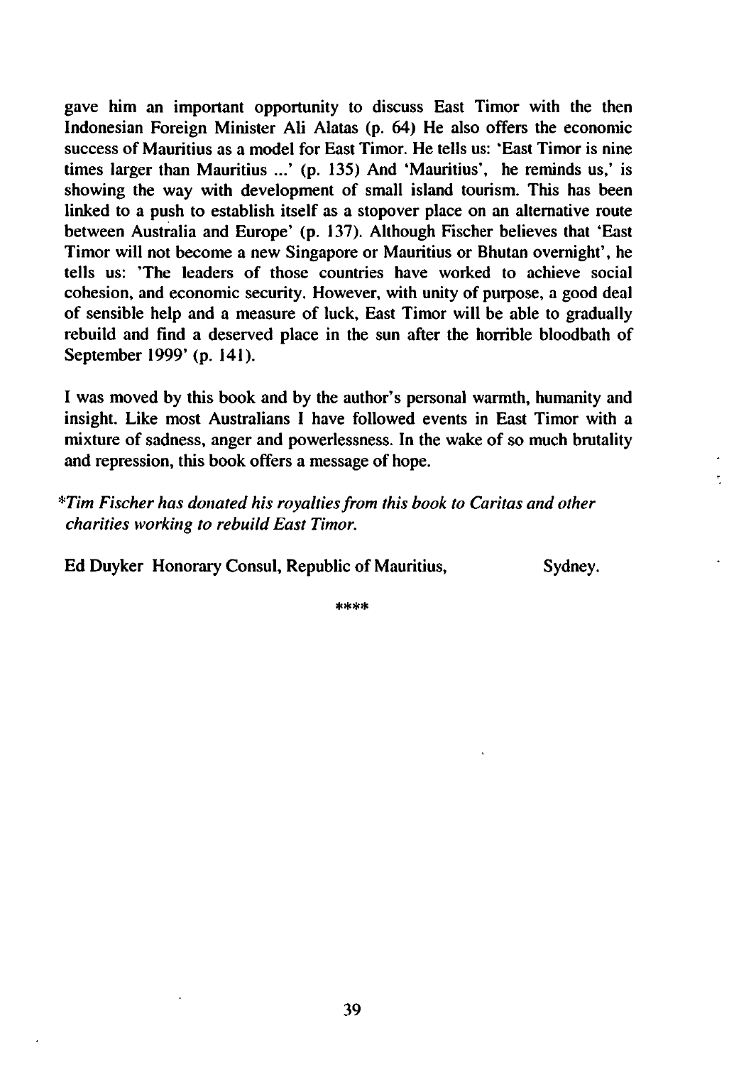gave him an important opportunity to discuss East Timor with the then Indonesian Foreign Minister Ali Alatas (p. 64) He also offers the economic success of Mauritius as a model for East Timor. He tells us: 'East Timor is nine times larger than Mauritius ...' (p. 135) And 'Mauritius', he reminds us,' is showing the way with development of small island tourism. This has been linked to a push to establish itself as a stopover place on an alternative route between Australia and Europe' (p. 137). Although Fischer believes that 'East Timor will not become a new Singapore or Mauritius or Bhutan overnight', he tells us: 'The leaders of those countries have worked to achieve social cohesion, and economic security. However, with unity of purpose, a good deal of sensible help and a measure of luck, East Timor will be able to gradually rebuild and find a deserved place in the sun after the horrible bloodbath of September 1999' (p. 141).

I was moved by this book and by the author's personal warmth, humanity and insight. Like most Australians I have followed events in East Timor with a mixture of sadness, anger and powerlessness. In the wake of so much brutality and repression, this book offers a message of hope.

*\*Tim Fischer has donated his royalties from this book to Caritas and other charities working to rebuild East Timor.*

**Ed Duyker Honorary Consul, Republic of Mauritius, Sydney.**

\*\*\*\*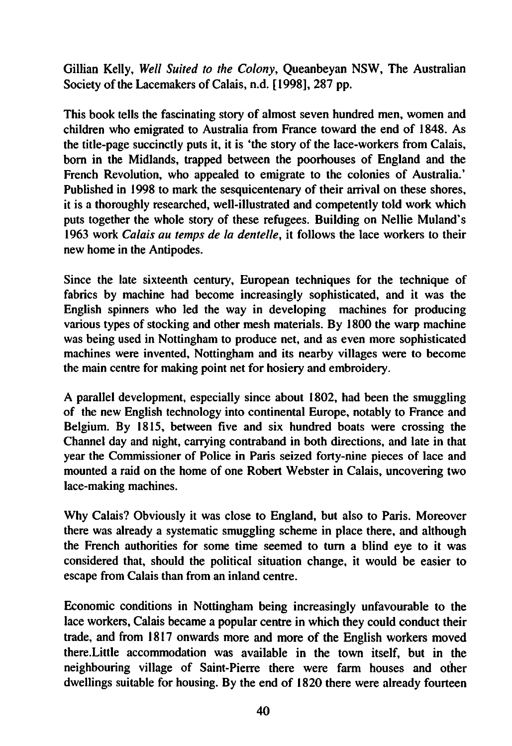Gillian Kelly, *Well Suited to the Colony*, Queanbeyan NSW, The Australian Society of the Lacemakers of Calais, n.d. [1998], 287 pp.

This book tells the fascinating story of almost seven hundred men, women and children who emigrated to Australia from France toward the end of 1848. As the title-page succinctly puts it, it is 'the story of the lace-workers from Calais, born in the Midlands, trapped between the poorhouses of England and the French Revolution, who appealed to emigrate to the colonies of Australia.' Published in 1998 to mark the sesquicentenary of their arrival on these shores, it is a thoroughly researched, well-illustrated and competently told work which puts together the whole story of these refugees. Building on Nellie Muland's 1963 work *Calais au temps de la dentelle*, it follows the lace workers to their new home in the Antipodes.

Since the late sixteenth century, European techniques for the technique of fabrics by machine had become increasingly sophisticated, and it was the English spinners who led the way in developing machines for producing various types of stocking and other mesh materials. By 1800 the warp machine was being used in Nottingham to produce net, and as even more sophisticated machines were invented, Nottingham and its nearby villages were to become the main centre for making point net for hosiery and embroidery.

A parallel development, especially since about 1802, had been the smuggling of the new English technology into continental Europe, notably to France and Belgium. By 1815, between five and six hundred boats were crossing the Channel day and night, carrying contraband in both directions, and late in that year the Commissioner of Police in Paris seized forty-nine pieces of lace and mounted a raid on the home of one Robert Webster in Calais, uncovering two lace-making machines.

Why Calais? Obviously it was close to England, but also to Paris. Moreover there was already a systematic smuggling scheme in place there, and although the French authorities for some time seemed to turn a blind eye to it was considered that, should the political situation change, it would be easier to escape from Calais than from an inland centre.

Economic conditions in Nottingham being increasingly unfavourable to the lace workers, Calais became a popular centre in which they could conduct their trade, and from 1817 onwards more and more of the English workers moved there.Little accommodation was available in the town itself, but in the neighbouring village of Saint-Pierre there were farm houses and other dwellings suitable for housing. By the end of 1820 there were already fourteen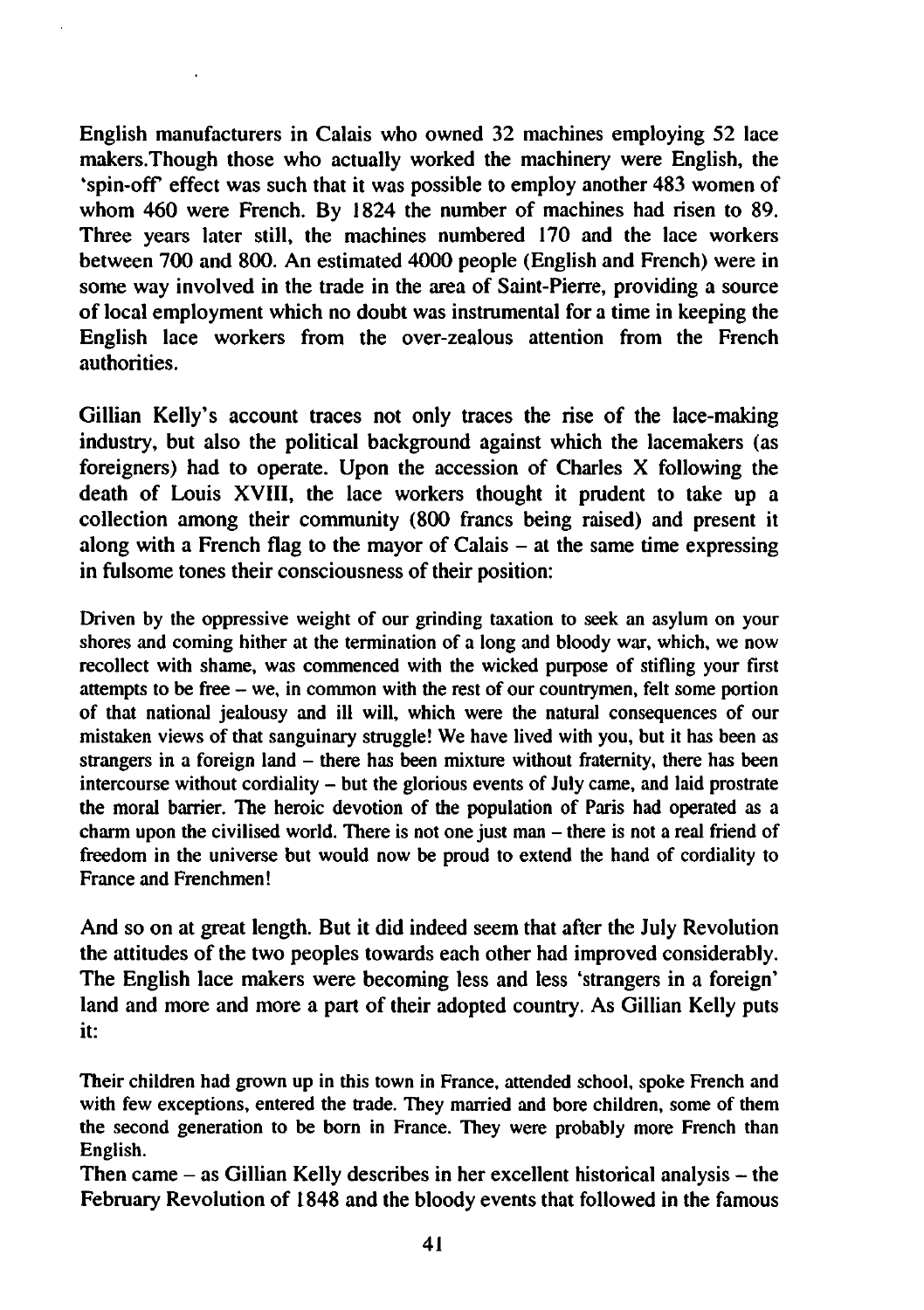English manufacturers in Calais who owned 32 machines employing 52 lace makers.Though those who actually worked the machinery were English, the 'spin-off' effect was such that it was possible to employ another 483 women of whom 460 were French. By 1824 the number of machines had risen to 89. Three years later still, the machines numbered 170 and the lace workers between 700 and 800. An estimated 4000 people (English and French) were in some way involved in the trade in the area of Saint-Pierre, providing a source of local employment which no doubt was instrumental for a time in keeping the English lace workers from the over-zealous attention from the French authorities.

Gillian Kelly's account traces not only traces the rise of the lace-making industry, but also the political background against which the lacemakers (as foreigners) had to operate. Upon the accession of Charles X following the death of Louis XVIII, the lace workers thought it prudent to take up a collection among their community (800 francs being raised) and present it along with a French flag to the mayor of Calais – at the same time expressing in fulsome tones their consciousness of their position:

> Driven by the oppressive weight of our grinding taxation to seek an asylum on your shores and coming hither at the termination of a long and bloody war, which, we now recollect with shame, was commenced with the wicked purpose of stifling your first attempts to be free – we, in common with the rest of our countrymen, felt some portion of that national jealousy and ill will, which were the natural consequences of our mistaken views of that sanguinary struggle! We have lived with you, but it has been as strangers in a foreign land – there has been mixture without fraternity, there has been intercourse without cordiality – but the glorious events of July came, and laid prostrate the moral barrier. The heroic devotion of the population of Paris had operated as a charm upon the civilised world. There is not one just man – there is not a real friend of freedom in the universe but would now be proud to extend the hand of cordiality to France and Frenchmen!

And so on at great length. But it did indeed seem that after the July Revolution the attitudes of the two peoples towards each other had improved considerably. The English lace makers were becoming less and less 'strangers in a foreign' land and more and more a part of their adopted country. As Gillian Kelly puts it:

> Their children had grown up in this town in France, attended school, spoke French and with few exceptions, entered the trade. They married and bore children, some of them the second generation to be born in France. They were probably more French than English.

Then came – as Gillian Kelly describes in her excellent historical analysis – the February Revolution of 1848 and the bloody events that followed in the famous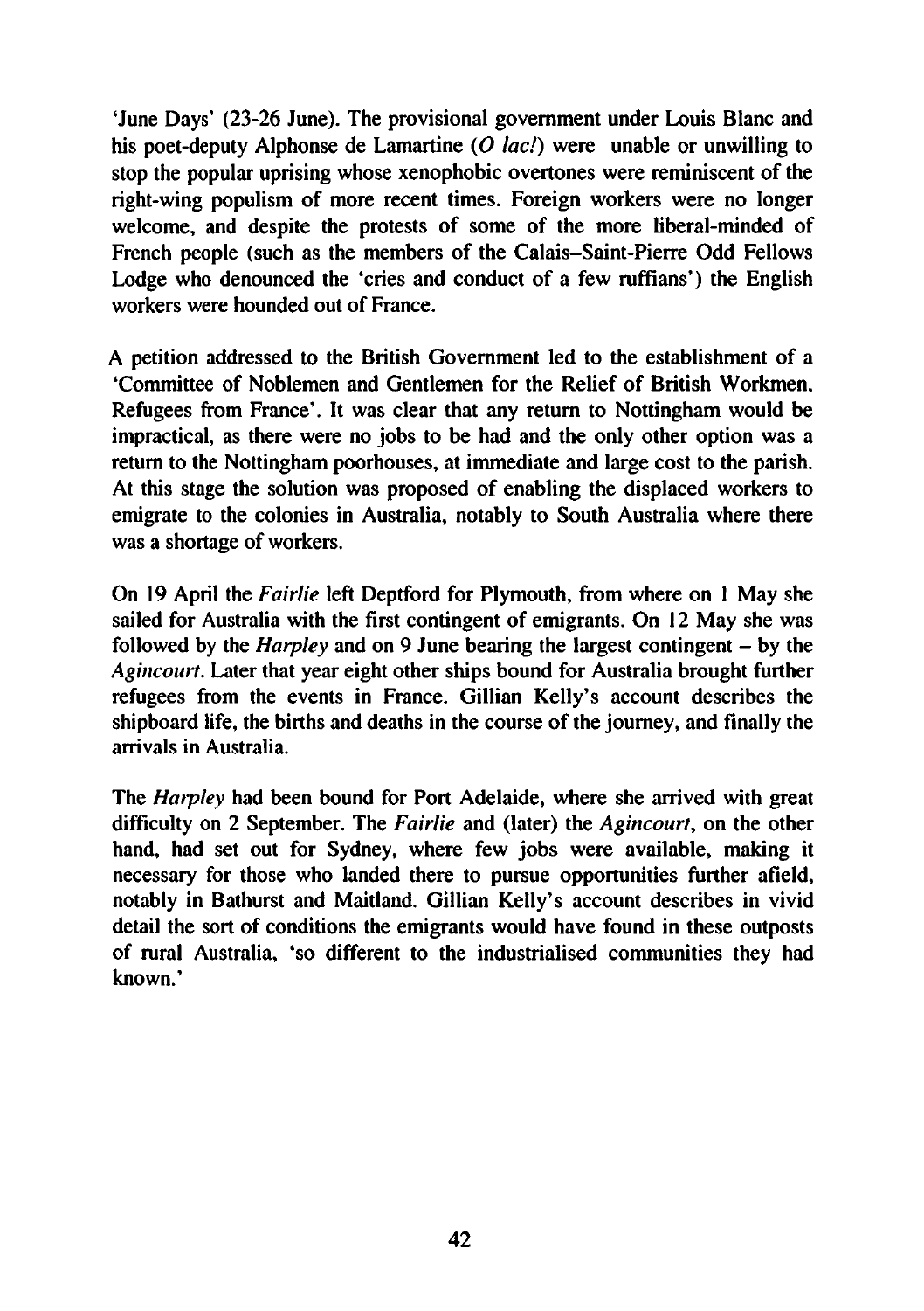'June Days' (23-26 June). The provisional government under Louis Blanc and his poet-deputy Alphonse de Lamartine (*O lac!*) were unable or unwilling to stop the popular uprising whose xenophobic overtones were reminiscent of the right-wing populism of more recent times. Foreign workers were no longer welcome, and despite the protests of some of the more liberal-minded of French people (such as the members of the Calais–Saint-Pierre Odd Fellows Lodge who denounced the 'cries and conduct of a few ruffians') the English workers were hounded out of France.

A petition addressed to the British Government led to the establishment of a 'Committee of Noblemen and Gentlemen for the Relief of British Workmen, Refugees from France'. It was clear that any return to Nottingham would be impractical, as there were no jobs to be had and the only other option was a return to the Nottingham poorhouses, at immediate and large cost to the parish. At this stage the solution was proposed of enabling the displaced workers to emigrate to the colonies in Australia, notably to South Australia where there was a shortage of workers.

On 19 April the *Fairlie* left Deptford for Plymouth, from where on 1 May she sailed for Australia with the first contingent of emigrants. On 12 May she was followed by the *Harpley* and on 9 June bearing the largest contingent – by the *Agincourt*. Later that year eight other ships bound for Australia brought further refugees from the events in France. Gillian Kelly's account describes the shipboard life, the births and deaths in the course of the journey, and finally the arrivals in Australia.

The *Harpley* had been bound for Port Adelaide, where she arrived with great difficulty on 2 September. The *Fairlie* and (later) the *Agincourt*, on the other hand, had set out for Sydney, where few jobs were available, making it necessary for those who landed there to pursue opportunities further afield, notably in Bathurst and Maitland. Gillian Kelly's account describes in vivid detail the sort of conditions the emigrants would have found in these outposts of rural Australia, 'so different to the industrialised communities they had known.'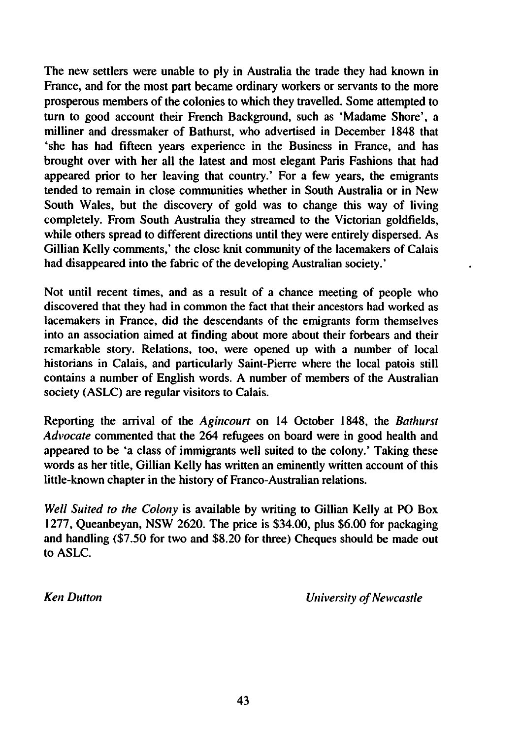The new settlers were unable to ply in Australia the trade they had known in France, and for the most part became ordinary workers or servants to the more prosperous members of the colonies to which they travelled. Some attempted to turn to good account their French Background, such as 'Madame Shore', a milliner and dressmaker of Bathurst, who advertised in December 1848 that 'she has had fifteen years experience in the Business in France, and has brought over with her all the latest and most elegant Paris Fashions that had appeared prior to her leaving that country.' For a few years, the emigrants tended to remain in close communities whether in South Australia or in New South Wales, but the discovery of gold was to change this way of living completely. From South Australia they streamed to the Victorian goldfields, while others spread to different directions until they were entirely dispersed. As Gillian Kelly comments,' the close knit community of the lacemakers of Calais had disappeared into the fabric of the developing Australian society.'

Not until recent times, and as a result of a chance meeting of people who discovered that they had in common the fact that their ancestors had worked as lacemakers in France, did the descendants of the emigrants form themselves into an association aimed at finding about more about their forbears and their remarkable story. Relations, too, were opened up with a number of local historians in Calais, and particularly Saint-Pierre where the local patois still contains a number of English words. A number of members of the Australian society (ASLC) are regular visitors to Calais.

Reporting the arrival of the *Agincourt* on 14 October 1848, the *Bathurst Advocate* commented that the 264 refugees on board were in good health and appeared to be 'a class of immigrants well suited to the colony.' Taking these words as her title, Gillian Kelly has written an eminently written account of this little-known chapter in the history of Franco-Australian relations.

*Well Suited to the Colony* is available by writing to Gillian Kelly at PO Box 1277, Queanbeyan, NSW 2620. The price is $34.00, plus $6.00 for packaging and handling ($7.50 for two and $8.20 for three) Cheques should be made out to ASLC.

*Ken Dutton* *University of Newcastle*